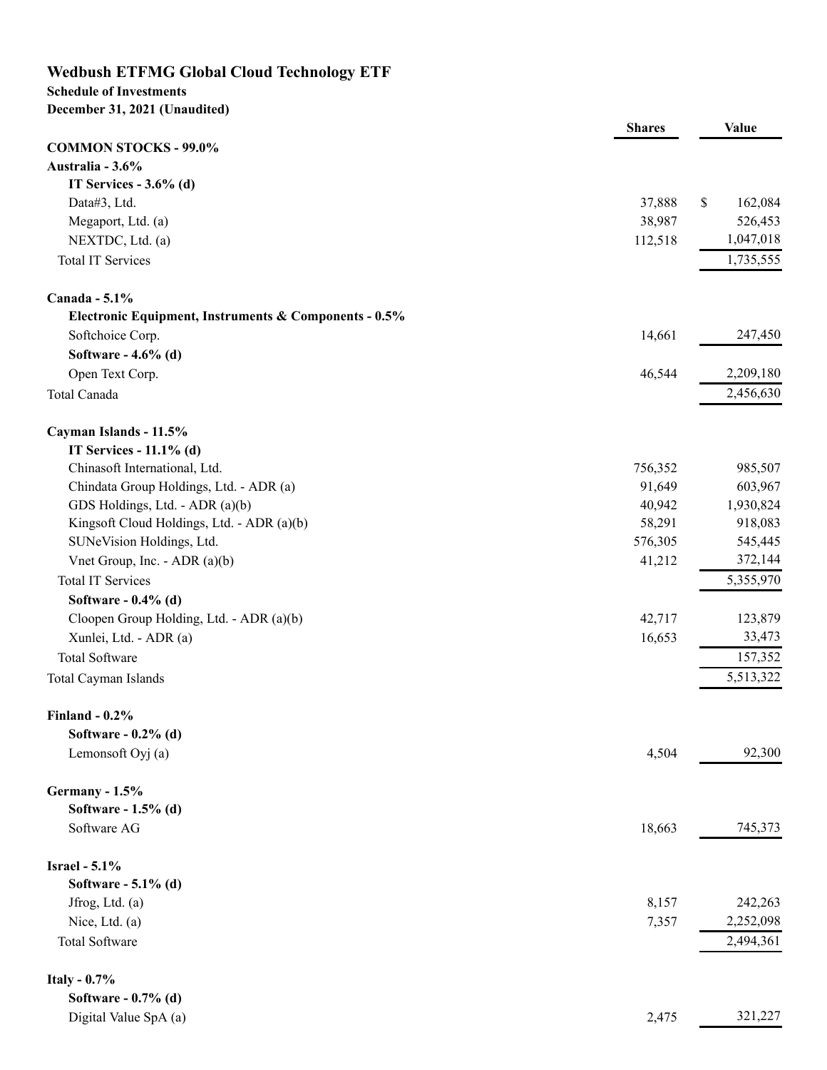**Wedbush ETFMG Global Cloud Technology ETF**
**Schedule of Investments**
**December 31, 2021 (Unaudited)**

| | Shares | Value |
|---|---|---|
| **COMMON STOCKS - 99.0%** | | |
| **Australia - 3.6%** | | |
| **IT Services - 3.6% (d)** | | |
| Data#3, Ltd. | 37,888 | $ 162,084 |
| Megaport, Ltd. (a) | 38,987 | 526,453 |
| NEXTDC, Ltd. (a) | 112,518 | 1,047,018 |
| Total IT Services | | 1,735,555 |
| | | |
| **Canada - 5.1%** | | |
| **Electronic Equipment, Instruments & Components - 0.5%** | | |
| Softchoice Corp. | 14,661 | 247,450 |
| **Software - 4.6% (d)** | | |
| Open Text Corp. | 46,544 | 2,209,180 |
| Total Canada | | 2,456,630 |
| | | |
| **Cayman Islands - 11.5%** | | |
| **IT Services - 11.1% (d)** | | |
| Chinasoft International, Ltd. | 756,352 | 985,507 |
| Chindata Group Holdings, Ltd. - ADR (a) | 91,649 | 603,967 |
| GDS Holdings, Ltd. - ADR (a)(b) | 40,942 | 1,930,824 |
| Kingsoft Cloud Holdings, Ltd. - ADR (a)(b) | 58,291 | 918,083 |
| SUNeVision Holdings, Ltd. | 576,305 | 545,445 |
| Vnet Group, Inc. - ADR (a)(b) | 41,212 | 372,144 |
| Total IT Services | | 5,355,970 |
| **Software - 0.4% (d)** | | |
| Cloopen Group Holding, Ltd. - ADR (a)(b) | 42,717 | 123,879 |
| Xunlei, Ltd. - ADR (a) | 16,653 | 33,473 |
| Total Software | | 157,352 |
| Total Cayman Islands | | 5,513,322 |
| | | |
| **Finland - 0.2%** | | |
| **Software - 0.2% (d)** | | |
| Lemonsoft Oyj (a) | 4,504 | 92,300 |
| | | |
| **Germany - 1.5%** | | |
| **Software - 1.5% (d)** | | |
| Software AG | 18,663 | 745,373 |
| | | |
| **Israel - 5.1%** | | |
| **Software - 5.1% (d)** | | |
| Jfrog, Ltd. (a) | 8,157 | 242,263 |
| Nice, Ltd. (a) | 7,357 | 2,252,098 |
| Total Software | | 2,494,361 |
| | | |
| **Italy - 0.7%** | | |
| **Software - 0.7% (d)** | | |
| Digital Value SpA (a) | 2,475 | 321,227 |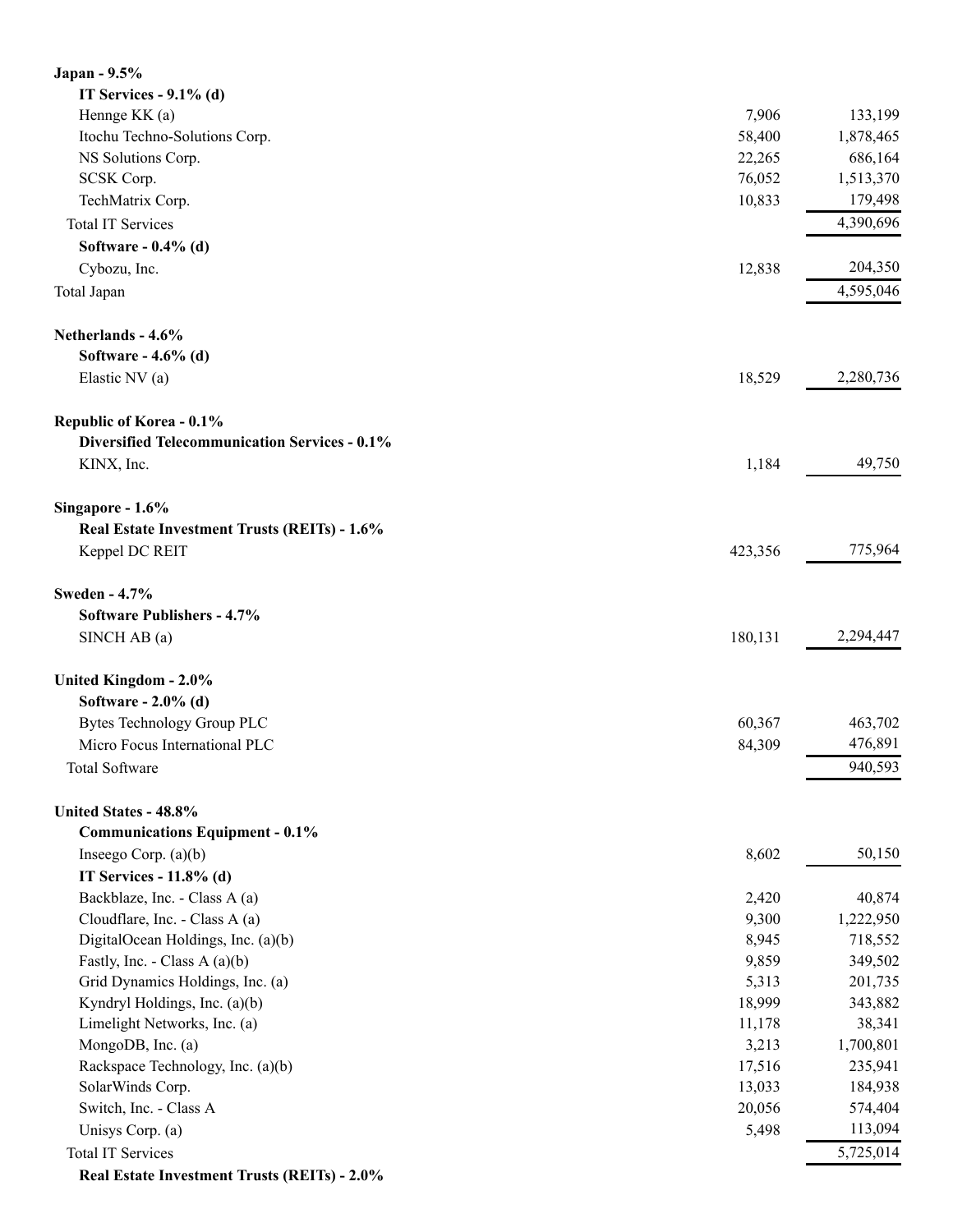| | | |
|---|---|---|
| **Japan - 9.5%** | | |
| **IT Services - 9.1% (d)** | | |
| Hennge KK (a) | 7,906 | 133,199 |
| Itochu Techno-Solutions Corp. | 58,400 | 1,878,465 |
| NS Solutions Corp. | 22,265 | 686,164 |
| SCSK Corp. | 76,052 | 1,513,370 |
| TechMatrix Corp. | 10,833 | 179,498 |
| Total IT Services | | 4,390,696 |
| **Software - 0.4% (d)** | | |
| Cybozu, Inc. | 12,838 | 204,350 |
| Total Japan | | 4,595,046 |
| | | |
| **Netherlands - 4.6%** | | |
| **Software - 4.6% (d)** | | |
| Elastic NV (a) | 18,529 | 2,280,736 |
| | | |
| **Republic of Korea - 0.1%** | | |
| **Diversified Telecommunication Services - 0.1%** | | |
| KINX, Inc. | 1,184 | 49,750 |
| | | |
| **Singapore - 1.6%** | | |
| **Real Estate Investment Trusts (REITs) - 1.6%** | | |
| Keppel DC REIT | 423,356 | 775,964 |
| | | |
| **Sweden - 4.7%** | | |
| **Software Publishers - 4.7%** | | |
| SINCH AB (a) | 180,131 | 2,294,447 |
| | | |
| **United Kingdom - 2.0%** | | |
| **Software - 2.0% (d)** | | |
| Bytes Technology Group PLC | 60,367 | 463,702 |
| Micro Focus International PLC | 84,309 | 476,891 |
| Total Software | | 940,593 |
| | | |
| **United States - 48.8%** | | |
| **Communications Equipment - 0.1%** | | |
| Inseego Corp. (a)(b) | 8,602 | 50,150 |
| **IT Services - 11.8% (d)** | | |
| Backblaze, Inc. - Class A (a) | 2,420 | 40,874 |
| Cloudflare, Inc. - Class A (a) | 9,300 | 1,222,950 |
| DigitalOcean Holdings, Inc. (a)(b) | 8,945 | 718,552 |
| Fastly, Inc. - Class A (a)(b) | 9,859 | 349,502 |
| Grid Dynamics Holdings, Inc. (a) | 5,313 | 201,735 |
| Kyndryl Holdings, Inc. (a)(b) | 18,999 | 343,882 |
| Limelight Networks, Inc. (a) | 11,178 | 38,341 |
| MongoDB, Inc. (a) | 3,213 | 1,700,801 |
| Rackspace Technology, Inc. (a)(b) | 17,516 | 235,941 |
| SolarWinds Corp. | 13,033 | 184,938 |
| Switch, Inc. - Class A | 20,056 | 574,404 |
| Unisys Corp. (a) | 5,498 | 113,094 |
| Total IT Services | | 5,725,014 |
| **Real Estate Investment Trusts (REITs) - 2.0%** | | |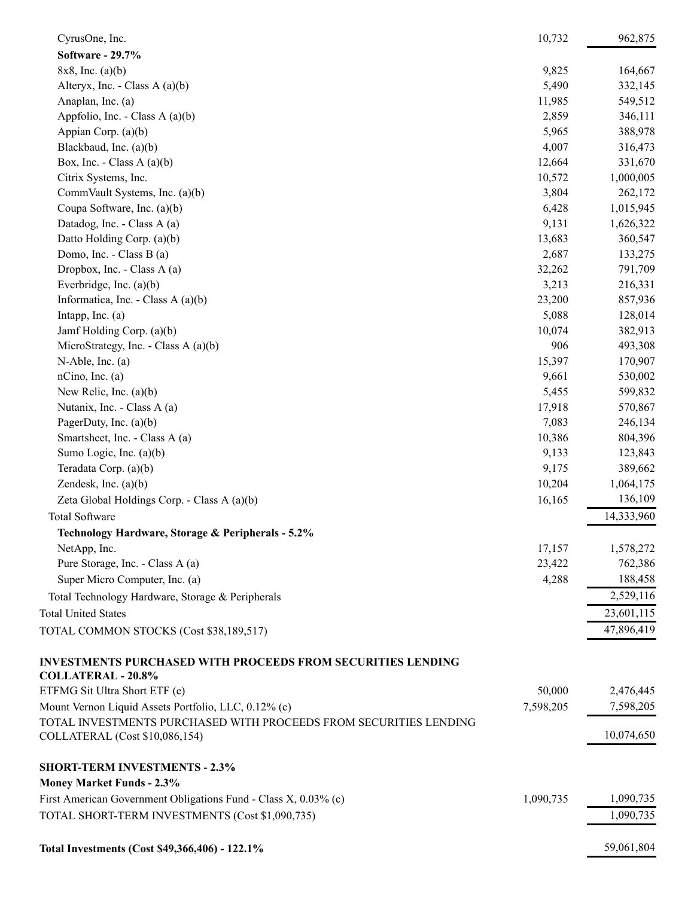| | Shares | Value |
|---|---|---|
| CyrusOne, Inc. | 10,732 | 962,875 |
| **Software - 29.7%** | | |
| 8x8, Inc. (a)(b) | 9,825 | 164,667 |
| Alteryx, Inc. - Class A (a)(b) | 5,490 | 332,145 |
| Anaplan, Inc. (a) | 11,985 | 549,512 |
| Appfolio, Inc. - Class A (a)(b) | 2,859 | 346,111 |
| Appian Corp. (a)(b) | 5,965 | 388,978 |
| Blackbaud, Inc. (a)(b) | 4,007 | 316,473 |
| Box, Inc. - Class A (a)(b) | 12,664 | 331,670 |
| Citrix Systems, Inc. | 10,572 | 1,000,005 |
| CommVault Systems, Inc. (a)(b) | 3,804 | 262,172 |
| Coupa Software, Inc. (a)(b) | 6,428 | 1,015,945 |
| Datadog, Inc. - Class A (a) | 9,131 | 1,626,322 |
| Datto Holding Corp. (a)(b) | 13,683 | 360,547 |
| Domo, Inc. - Class B (a) | 2,687 | 133,275 |
| Dropbox, Inc. - Class A (a) | 32,262 | 791,709 |
| Everbridge, Inc. (a)(b) | 3,213 | 216,331 |
| Informatica, Inc. - Class A (a)(b) | 23,200 | 857,936 |
| Intapp, Inc. (a) | 5,088 | 128,014 |
| Jamf Holding Corp. (a)(b) | 10,074 | 382,913 |
| MicroStrategy, Inc. - Class A (a)(b) | 906 | 493,308 |
| N-Able, Inc. (a) | 15,397 | 170,907 |
| nCino, Inc. (a) | 9,661 | 530,002 |
| New Relic, Inc. (a)(b) | 5,455 | 599,832 |
| Nutanix, Inc. - Class A (a) | 17,918 | 570,867 |
| PagerDuty, Inc. (a)(b) | 7,083 | 246,134 |
| Smartsheet, Inc. - Class A (a) | 10,386 | 804,396 |
| Sumo Logic, Inc. (a)(b) | 9,133 | 123,843 |
| Teradata Corp. (a)(b) | 9,175 | 389,662 |
| Zendesk, Inc. (a)(b) | 10,204 | 1,064,175 |
| Zeta Global Holdings Corp. - Class A (a)(b) | 16,165 | 136,109 |
| Total Software | | 14,333,960 |
| **Technology Hardware, Storage & Peripherals - 5.2%** | | |
| NetApp, Inc. | 17,157 | 1,578,272 |
| Pure Storage, Inc. - Class A (a) | 23,422 | 762,386 |
| Super Micro Computer, Inc. (a) | 4,288 | 188,458 |
| Total Technology Hardware, Storage & Peripherals | | 2,529,116 |
| Total United States | | 23,601,115 |
| TOTAL COMMON STOCKS (Cost $38,189,517) | | 47,896,419 |
| | | |
| **INVESTMENTS PURCHASED WITH PROCEEDS FROM SECURITIES LENDING COLLATERAL - 20.8%** | | |
| ETFMG Sit Ultra Short ETF (e) | 50,000 | 2,476,445 |
| Mount Vernon Liquid Assets Portfolio, LLC, 0.12% (c) | 7,598,205 | 7,598,205 |
| TOTAL INVESTMENTS PURCHASED WITH PROCEEDS FROM SECURITIES LENDING COLLATERAL (Cost $10,086,154) | | 10,074,650 |
| | | |
| **SHORT-TERM INVESTMENTS - 2.3%** | | |
| **Money Market Funds - 2.3%** | | |
| First American Government Obligations Fund - Class X, 0.03% (c) | 1,090,735 | 1,090,735 |
| TOTAL SHORT-TERM INVESTMENTS (Cost $1,090,735) | | 1,090,735 |
| | | |
| **Total Investments (Cost $49,366,406) - 122.1%** | | 59,061,804 |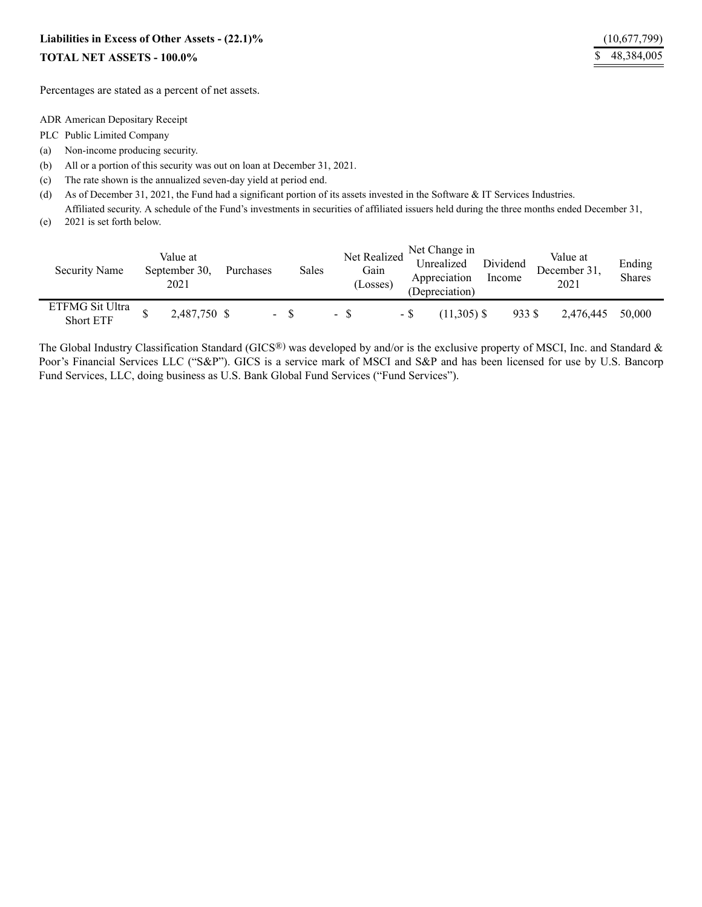| | |
|---|---|
| **Liabilities in Excess of Other Assets - (22.1)%** | (10,677,799) |
| **TOTAL NET ASSETS - 100.0%** | $ 48,384,005 |

Percentages are stated as a percent of net assets.

ADR American Depositary Receipt

PLC Public Limited Company

(a) Non-income producing security.

(b) All or a portion of this security was out on loan at December 31, 2021.

(c) The rate shown is the annualized seven-day yield at period end.

(d) As of December 31, 2021, the Fund had a significant portion of its assets invested in the Software & IT Services Industries.

(e) Affiliated security. A schedule of the Fund's investments in securities of affiliated issuers held during the three months ended December 31, 2021 is set forth below.

| Security Name | Value at September 30, 2021 | Purchases | Sales | Net Realized Gain (Losses) | Net Change in Unrealized Appreciation (Depreciation) | Dividend Income | Value at December 31, 2021 | Ending Shares |
|---|---|---|---|---|---|---|---|---|
| ETFMG Sit Ultra Short ETF | $ 2,487,750 | $ - | $ - | $ - | $ (11,305) | $ 933 | $ 2,476,445 | 50,000 |

The Global Industry Classification Standard (GICS®) was developed by and/or is the exclusive property of MSCI, Inc. and Standard & Poor's Financial Services LLC ("S&P"). GICS is a service mark of MSCI and S&P and has been licensed for use by U.S. Bancorp Fund Services, LLC, doing business as U.S. Bank Global Fund Services ("Fund Services").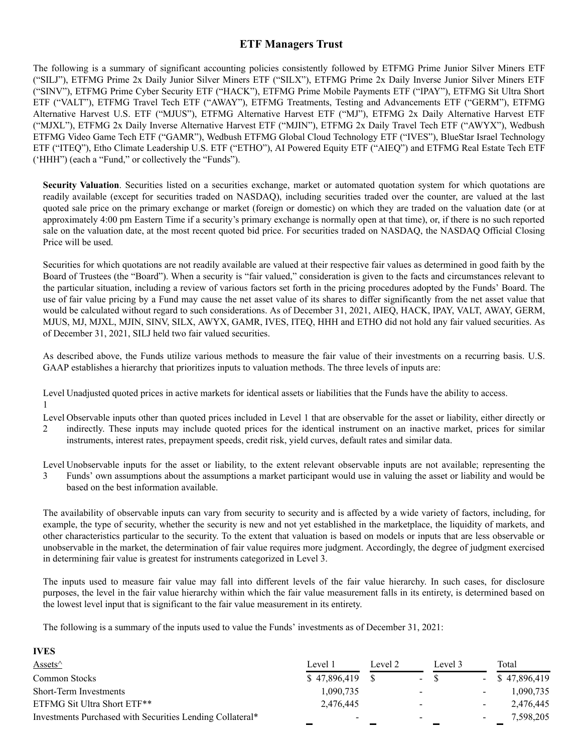# ETF Managers Trust

The following is a summary of significant accounting policies consistently followed by ETFMG Prime Junior Silver Miners ETF ("SILJ"), ETFMG Prime 2x Daily Junior Silver Miners ETF ("SILX"), ETFMG Prime 2x Daily Inverse Junior Silver Miners ETF ("SINV"), ETFMG Prime Cyber Security ETF ("HACK"), ETFMG Prime Mobile Payments ETF ("IPAY"), ETFMG Sit Ultra Short ETF ("VALT"), ETFMG Travel Tech ETF ("AWAY"), ETFMG Treatments, Testing and Advancements ETF ("GERM"), ETFMG Alternative Harvest U.S. ETF ("MJUS"), ETFMG Alternative Harvest ETF ("MJ"), ETFMG 2x Daily Alternative Harvest ETF ("MJXL"), ETFMG 2x Daily Inverse Alternative Harvest ETF ("MJIN"), ETFMG 2x Daily Travel Tech ETF ("AWYX"), Wedbush ETFMG Video Game Tech ETF ("GAMR"), Wedbush ETFMG Global Cloud Technology ETF ("IVES"), BlueStar Israel Technology ETF ("ITEQ"), Etho Climate Leadership U.S. ETF ("ETHO"), AI Powered Equity ETF ("AIEQ") and ETFMG Real Estate Tech ETF ('HHH") (each a "Fund," or collectively the "Funds").

**Security Valuation**. Securities listed on a securities exchange, market or automated quotation system for which quotations are readily available (except for securities traded on NASDAQ), including securities traded over the counter, are valued at the last quoted sale price on the primary exchange or market (foreign or domestic) on which they are traded on the valuation date (or at approximately 4:00 pm Eastern Time if a security's primary exchange is normally open at that time), or, if there is no such reported sale on the valuation date, at the most recent quoted bid price. For securities traded on NASDAQ, the NASDAQ Official Closing Price will be used.

Securities for which quotations are not readily available are valued at their respective fair values as determined in good faith by the Board of Trustees (the "Board"). When a security is "fair valued," consideration is given to the facts and circumstances relevant to the particular situation, including a review of various factors set forth in the pricing procedures adopted by the Funds' Board. The use of fair value pricing by a Fund may cause the net asset value of its shares to differ significantly from the net asset value that would be calculated without regard to such considerations. As of December 31, 2021, AIEQ, HACK, IPAY, VALT, AWAY, GERM, MJUS, MJ, MJXL, MJIN, SINV, SILX, AWYX, GAMR, IVES, ITEQ, HHH and ETHO did not hold any fair valued securities. As of December 31, 2021, SILJ held two fair valued securities.

As described above, the Funds utilize various methods to measure the fair value of their investments on a recurring basis. U.S. GAAP establishes a hierarchy that prioritizes inputs to valuation methods. The three levels of inputs are:

Level 1 Unadjusted quoted prices in active markets for identical assets or liabilities that the Funds have the ability to access.

Level 2 Observable inputs other than quoted prices included in Level 1 that are observable for the asset or liability, either directly or indirectly. These inputs may include quoted prices for the identical instrument on an inactive market, prices for similar instruments, interest rates, prepayment speeds, credit risk, yield curves, default rates and similar data.

Level 3 Unobservable inputs for the asset or liability, to the extent relevant observable inputs are not available; representing the Funds' own assumptions about the assumptions a market participant would use in valuing the asset or liability and would be based on the best information available.

The availability of observable inputs can vary from security to security and is affected by a wide variety of factors, including, for example, the type of security, whether the security is new and not yet established in the marketplace, the liquidity of markets, and other characteristics particular to the security. To the extent that valuation is based on models or inputs that are less observable or unobservable in the market, the determination of fair value requires more judgment. Accordingly, the degree of judgment exercised in determining fair value is greatest for instruments categorized in Level 3.

The inputs used to measure fair value may fall into different levels of the fair value hierarchy. In such cases, for disclosure purposes, the level in the fair value hierarchy within which the fair value measurement falls in its entirety, is determined based on the lowest level input that is significant to the fair value measurement in its entirety.

The following is a summary of the inputs used to value the Funds' investments as of December 31, 2021:

**IVES**

| Assets^ | Level 1 | Level 2 | Level 3 | Total |
|---|---|---|---|---|
| Common Stocks | $ 47,896,419 | $ - | $ - | $ 47,896,419 |
| Short-Term Investments | 1,090,735 | - | - | 1,090,735 |
| ETFMG Sit Ultra Short ETF** | 2,476,445 | - | - | 2,476,445 |
| Investments Purchased with Securities Lending Collateral* | - | - | - | 7,598,205 |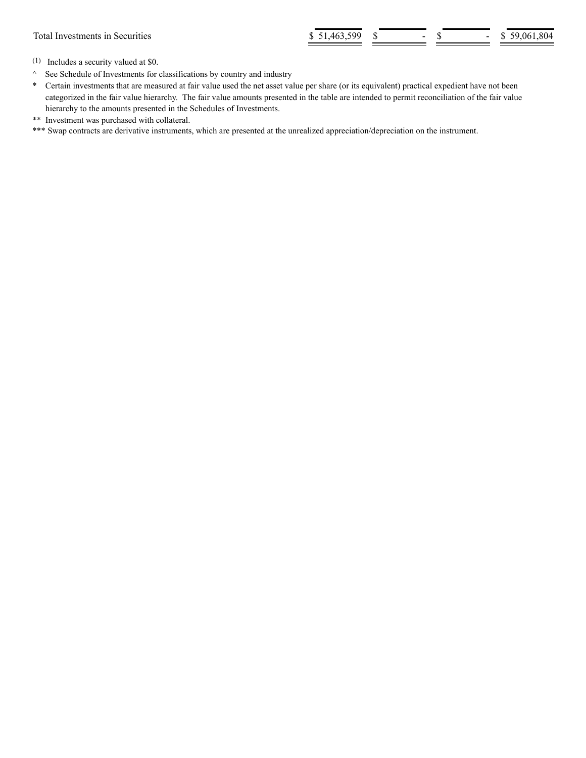| | | | | |
|---|---|---|---|---|
| Total Investments in Securities | $ 51,463,599 | $ - | $ - | $ 59,061,804 |

(1) Includes a security valued at $0.

^ See Schedule of Investments for classifications by country and industry

* Certain investments that are measured at fair value used the net asset value per share (or its equivalent) practical expedient have not been categorized in the fair value hierarchy. The fair value amounts presented in the table are intended to permit reconciliation of the fair value hierarchy to the amounts presented in the Schedules of Investments.

** Investment was purchased with collateral.

*** Swap contracts are derivative instruments, which are presented at the unrealized appreciation/depreciation on the instrument.